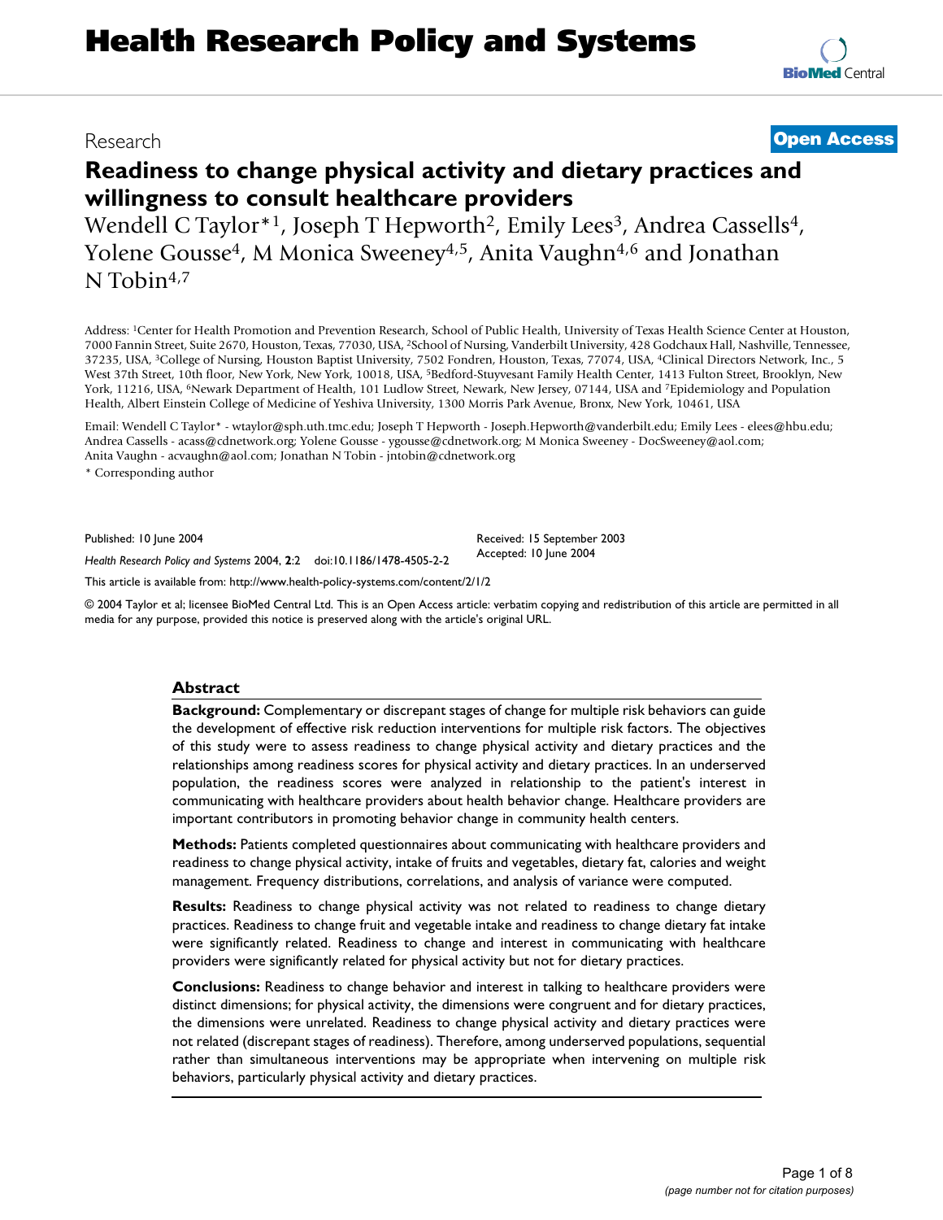# Health Research Policy and Systems

Research **Open Access**

# Readiness to change physical activity and dietary practices and willingness to consult healthcare providers

Wendell C Taylor*[1], Joseph T Hepworth[2], Emily Lees[3], Andrea Cassells[4], Yolene Gousse[4], M Monica Sweeney[4,5], Anita Vaughn[4,6] and Jonathan N Tobin[4,7]

Address: [1]Center for Health Promotion and Prevention Research, School of Public Health, University of Texas Health Science Center at Houston, 7000 Fannin Street, Suite 2670, Houston, Texas, 77030, USA, [2]School of Nursing, Vanderbilt University, 428 Godchaux Hall, Nashville, Tennessee, 37235, USA, [3]College of Nursing, Houston Baptist University, 7502 Fondren, Houston, Texas, 77074, USA, [4]Clinical Directors Network, Inc., 5 West 37th Street, 10th floor, New York, New York, 10018, USA, [5]Bedford-Stuyvesant Family Health Center, 1413 Fulton Street, Brooklyn, New York, 11216, USA, [6]Newark Department of Health, 101 Ludlow Street, Newark, New Jersey, 07144, USA and [7]Epidemiology and Population Health, Albert Einstein College of Medicine of Yeshiva University, 1300 Morris Park Avenue, Bronx, New York, 10461, USA

Email: Wendell C Taylor* - wtaylor@sph.uth.tmc.edu; Joseph T Hepworth - Joseph.Hepworth@vanderbilt.edu; Emily Lees - elees@hbu.edu; Andrea Cassells - acass@cdnetwork.org; Yolene Gousse - ygousse@cdnetwork.org; M Monica Sweeney - DocSweeney@aol.com; Anita Vaughn - acvaughn@aol.com; Jonathan N Tobin - jntobin@cdnetwork.org

* Corresponding author

Published: 10 June 2004

*Health Research Policy and Systems* 2004, **2**:2 doi:10.1186/1478-4505-2-2

Received: 15 September 2003
Accepted: 10 June 2004

This article is available from: http://www.health-policy-systems.com/content/2/1/2

© 2004 Taylor et al; licensee BioMed Central Ltd. This is an Open Access article: verbatim copying and redistribution of this article are permitted in all media for any purpose, provided this notice is preserved along with the article's original URL.

## Abstract

**Background:** Complementary or discrepant stages of change for multiple risk behaviors can guide the development of effective risk reduction interventions for multiple risk factors. The objectives of this study were to assess readiness to change physical activity and dietary practices and the relationships among readiness scores for physical activity and dietary practices. In an underserved population, the readiness scores were analyzed in relationship to the patient's interest in communicating with healthcare providers about health behavior change. Healthcare providers are important contributors in promoting behavior change in community health centers.

**Methods:** Patients completed questionnaires about communicating with healthcare providers and readiness to change physical activity, intake of fruits and vegetables, dietary fat, calories and weight management. Frequency distributions, correlations, and analysis of variance were computed.

**Results:** Readiness to change physical activity was not related to readiness to change dietary practices. Readiness to change fruit and vegetable intake and readiness to change dietary fat intake were significantly related. Readiness to change and interest in communicating with healthcare providers were significantly related for physical activity but not for dietary practices.

**Conclusions:** Readiness to change behavior and interest in talking to healthcare providers were distinct dimensions; for physical activity, the dimensions were congruent and for dietary practices, the dimensions were unrelated. Readiness to change physical activity and dietary practices were not related (discrepant stages of readiness). Therefore, among underserved populations, sequential rather than simultaneous interventions may be appropriate when intervening on multiple risk behaviors, particularly physical activity and dietary practices.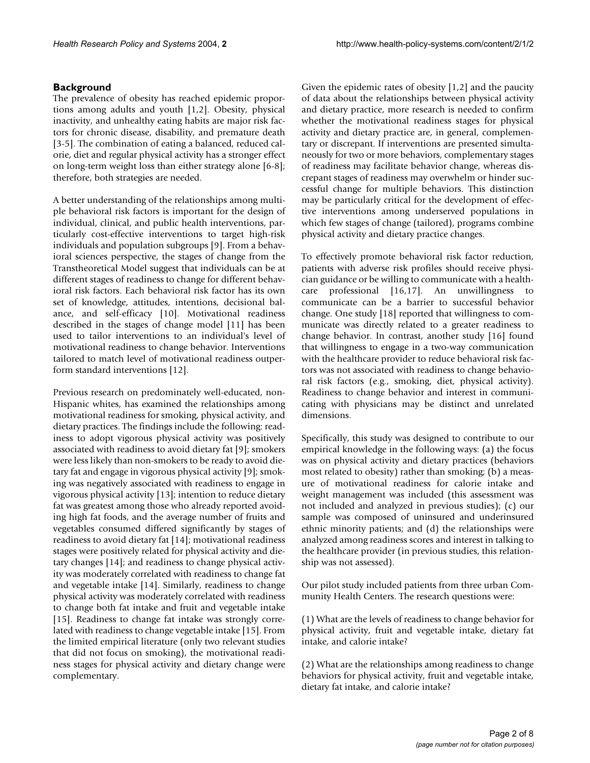## Background

The prevalence of obesity has reached epidemic proportions among adults and youth [1,2]. Obesity, physical inactivity, and unhealthy eating habits are major risk factors for chronic disease, disability, and premature death [3-5]. The combination of eating a balanced, reduced calorie, diet and regular physical activity has a stronger effect on long-term weight loss than either strategy alone [6-8]; therefore, both strategies are needed.

A better understanding of the relationships among multiple behavioral risk factors is important for the design of individual, clinical, and public health interventions, particularly cost-effective interventions to target high-risk individuals and population subgroups [9]. From a behavioral sciences perspective, the stages of change from the Transtheoretical Model suggest that individuals can be at different stages of readiness to change for different behavioral risk factors. Each behavioral risk factor has its own set of knowledge, attitudes, intentions, decisional balance, and self-efficacy [10]. Motivational readiness described in the stages of change model [11] has been used to tailor interventions to an individual's level of motivational readiness to change behavior. Interventions tailored to match level of motivational readiness outperform standard interventions [12].

Previous research on predominately well-educated, non-Hispanic whites, has examined the relationships among motivational readiness for smoking, physical activity, and dietary practices. The findings include the following: readiness to adopt vigorous physical activity was positively associated with readiness to avoid dietary fat [9]; smokers were less likely than non-smokers to be ready to avoid dietary fat and engage in vigorous physical activity [9]; smoking was negatively associated with readiness to engage in vigorous physical activity [13]; intention to reduce dietary fat was greatest among those who already reported avoiding high fat foods, and the average number of fruits and vegetables consumed differed significantly by stages of readiness to avoid dietary fat [14]; motivational readiness stages were positively related for physical activity and dietary changes [14]; and readiness to change physical activity was moderately correlated with readiness to change fat and vegetable intake [14]. Similarly, readiness to change physical activity was moderately correlated with readiness to change both fat intake and fruit and vegetable intake [15]. Readiness to change fat intake was strongly correlated with readiness to change vegetable intake [15]. From the limited empirical literature (only two relevant studies that did not focus on smoking), the motivational readiness stages for physical activity and dietary change were complementary.

Given the epidemic rates of obesity [1,2] and the paucity of data about the relationships between physical activity and dietary practice, more research is needed to confirm whether the motivational readiness stages for physical activity and dietary practice are, in general, complementary or discrepant. If interventions are presented simultaneously for two or more behaviors, complementary stages of readiness may facilitate behavior change, whereas discrepant stages of readiness may overwhelm or hinder successful change for multiple behaviors. This distinction may be particularly critical for the development of effective interventions among underserved populations in which few stages of change (tailored), programs combine physical activity and dietary practice changes.

To effectively promote behavioral risk factor reduction, patients with adverse risk profiles should receive physician guidance or be willing to communicate with a healthcare professional [16,17]. An unwillingness to communicate can be a barrier to successful behavior change. One study [18] reported that willingness to communicate was directly related to a greater readiness to change behavior. In contrast, another study [16] found that willingness to engage in a two-way communication with the healthcare provider to reduce behavioral risk factors was not associated with readiness to change behavioral risk factors (e.g., smoking, diet, physical activity). Readiness to change behavior and interest in communicating with physicians may be distinct and unrelated dimensions.

Specifically, this study was designed to contribute to our empirical knowledge in the following ways: (a) the focus was on physical activity and dietary practices (behaviors most related to obesity) rather than smoking; (b) a measure of motivational readiness for calorie intake and weight management was included (this assessment was not included and analyzed in previous studies); (c) our sample was composed of uninsured and underinsured ethnic minority patients; and (d) the relationships were analyzed among readiness scores and interest in talking to the healthcare provider (in previous studies, this relationship was not assessed).

Our pilot study included patients from three urban Community Health Centers. The research questions were:

(1) What are the levels of readiness to change behavior for physical activity, fruit and vegetable intake, dietary fat intake, and calorie intake?

(2) What are the relationships among readiness to change behaviors for physical activity, fruit and vegetable intake, dietary fat intake, and calorie intake?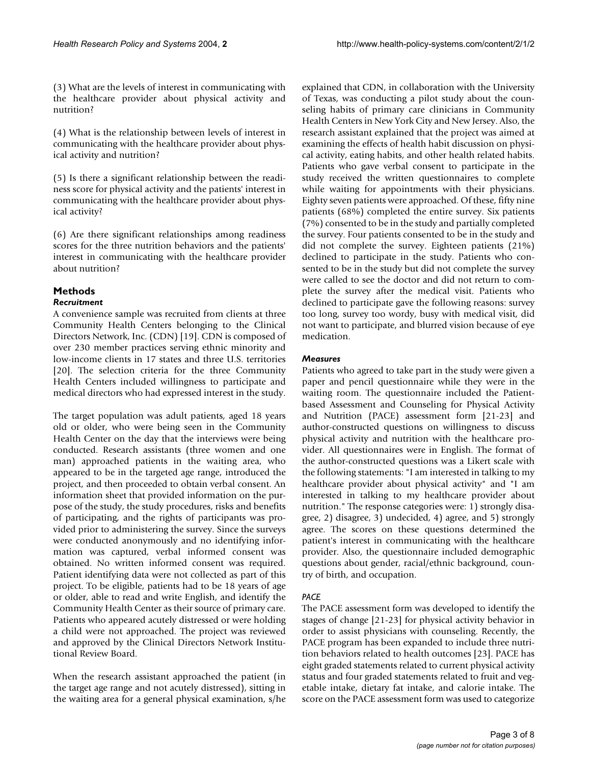(3) What are the levels of interest in communicating with the healthcare provider about physical activity and nutrition?

(4) What is the relationship between levels of interest in communicating with the healthcare provider about physical activity and nutrition?

(5) Is there a significant relationship between the readiness score for physical activity and the patients' interest in communicating with the healthcare provider about physical activity?

(6) Are there significant relationships among readiness scores for the three nutrition behaviors and the patients' interest in communicating with the healthcare provider about nutrition?

## Methods

### *Recruitment*

A convenience sample was recruited from clients at three Community Health Centers belonging to the Clinical Directors Network, Inc. (CDN) [19]. CDN is composed of over 230 member practices serving ethnic minority and low-income clients in 17 states and three U.S. territories [20]. The selection criteria for the three Community Health Centers included willingness to participate and medical directors who had expressed interest in the study.

The target population was adult patients, aged 18 years old or older, who were being seen in the Community Health Center on the day that the interviews were being conducted. Research assistants (three women and one man) approached patients in the waiting area, who appeared to be in the targeted age range, introduced the project, and then proceeded to obtain verbal consent. An information sheet that provided information on the purpose of the study, the study procedures, risks and benefits of participating, and the rights of participants was provided prior to administering the survey. Since the surveys were conducted anonymously and no identifying information was captured, verbal informed consent was obtained. No written informed consent was required. Patient identifying data were not collected as part of this project. To be eligible, patients had to be 18 years of age or older, able to read and write English, and identify the Community Health Center as their source of primary care. Patients who appeared acutely distressed or were holding a child were not approached. The project was reviewed and approved by the Clinical Directors Network Institutional Review Board.

When the research assistant approached the patient (in the target age range and not acutely distressed), sitting in the waiting area for a general physical examination, s/he explained that CDN, in collaboration with the University of Texas, was conducting a pilot study about the counseling habits of primary care clinicians in Community Health Centers in New York City and New Jersey. Also, the research assistant explained that the project was aimed at examining the effects of health habit discussion on physical activity, eating habits, and other health related habits. Patients who gave verbal consent to participate in the study received the written questionnaires to complete while waiting for appointments with their physicians. Eighty seven patients were approached. Of these, fifty nine patients (68%) completed the entire survey. Six patients (7%) consented to be in the study and partially completed the survey. Four patients consented to be in the study and did not complete the survey. Eighteen patients (21%) declined to participate in the study. Patients who consented to be in the study but did not complete the survey were called to see the doctor and did not return to complete the survey after the medical visit. Patients who declined to participate gave the following reasons: survey too long, survey too wordy, busy with medical visit, did not want to participate, and blurred vision because of eye medication.

### *Measures*

Patients who agreed to take part in the study were given a paper and pencil questionnaire while they were in the waiting room. The questionnaire included the Patient-based Assessment and Counseling for Physical Activity and Nutrition (PACE) assessment form [21-23] and author-constructed questions on willingness to discuss physical activity and nutrition with the healthcare provider. All questionnaires were in English. The format of the author-constructed questions was a Likert scale with the following statements: "I am interested in talking to my healthcare provider about physical activity" and "I am interested in talking to my healthcare provider about nutrition." The response categories were: 1) strongly disagree, 2) disagree, 3) undecided, 4) agree, and 5) strongly agree. The scores on these questions determined the patient's interest in communicating with the healthcare provider. Also, the questionnaire included demographic questions about gender, racial/ethnic background, country of birth, and occupation.

#### *PACE*

The PACE assessment form was developed to identify the stages of change [21-23] for physical activity behavior in order to assist physicians with counseling. Recently, the PACE program has been expanded to include three nutrition behaviors related to health outcomes [23]. PACE has eight graded statements related to current physical activity status and four graded statements related to fruit and vegetable intake, dietary fat intake, and calorie intake. The score on the PACE assessment form was used to categorize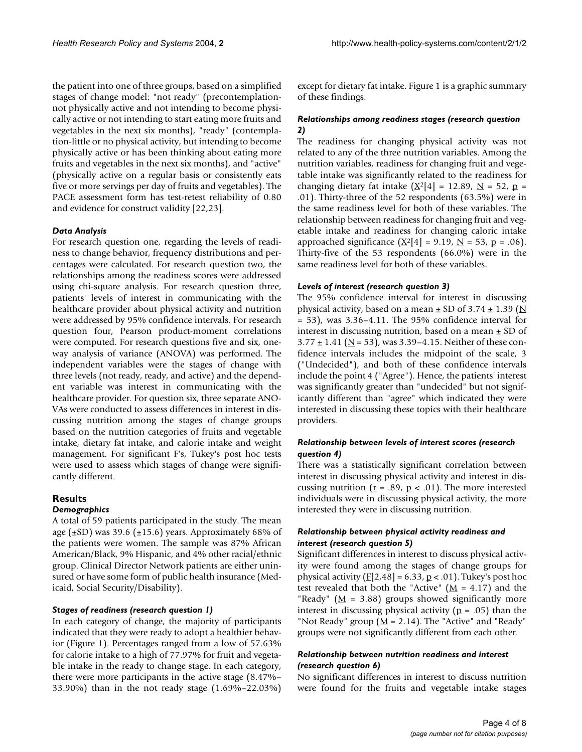the patient into one of three groups, based on a simplified stages of change model: "not ready" (precontemplation-not physically active and not intending to become physically active or not intending to start eating more fruits and vegetables in the next six months), "ready" (contemplation-little or no physical activity, but intending to become physically active or has been thinking about eating more fruits and vegetables in the next six months), and "active" (physically active on a regular basis or consistently eats five or more servings per day of fruits and vegetables). The PACE assessment form has test-retest reliability of 0.80 and evidence for construct validity [22,23].

### *Data Analysis*

For research question one, regarding the levels of readiness to change behavior, frequency distributions and percentages were calculated. For research question two, the relationships among the readiness scores were addressed using chi-square analysis. For research question three, patients' levels of interest in communicating with the healthcare provider about physical activity and nutrition were addressed by 95% confidence intervals. For research question four, Pearson product-moment correlations were computed. For research questions five and six, one-way analysis of variance (ANOVA) was performed. The independent variables were the stages of change with three levels (not ready, ready, and active) and the dependent variable was interest in communicating with the healthcare provider. For question six, three separate ANOVAs were conducted to assess differences in interest in discussing nutrition among the stages of change groups based on the nutrition categories of fruits and vegetable intake, dietary fat intake, and calorie intake and weight management. For significant F's, Tukey's post hoc tests were used to assess which stages of change were significantly different.

## Results

### *Demographics*

A total of 59 patients participated in the study. The mean age (±SD) was 39.6 (±15.6) years. Approximately 68% of the patients were women. The sample was 87% African American/Black, 9% Hispanic, and 4% other racial/ethnic group. Clinical Director Network patients are either uninsured or have some form of public health insurance (Medicaid, Social Security/Disability).

### *Stages of readiness (research question 1)*

In each category of change, the majority of participants indicated that they were ready to adopt a healthier behavior (Figure 1). Percentages ranged from a low of 57.63% for calorie intake to a high of 77.97% for fruit and vegetable intake in the ready to change stage. In each category, there were more participants in the active stage (8.47%–33.90%) than in the not ready stage (1.69%–22.03%) except for dietary fat intake. Figure 1 is a graphic summary of these findings.

### *Relationships among readiness stages (research question 2)*

The readiness for changing physical activity was not related to any of the three nutrition variables. Among the nutrition variables, readiness for changing fruit and vegetable intake was significantly related to the readiness for changing dietary fat intake ($X^2[4] = 12.89$, $N = 52$, $p = .01$). Thirty-three of the 52 respondents (63.5%) were in the same readiness level for both of these variables. The relationship between readiness for changing fruit and vegetable intake and readiness for changing caloric intake approached significance ($X^2[4] = 9.19$, $N = 53$, $p = .06$). Thirty-five of the 53 respondents (66.0%) were in the same readiness level for both of these variables.

### *Levels of interest (research question 3)*

The 95% confidence interval for interest in discussing physical activity, based on a mean ± SD of 3.74 ± 1.39 ($N = 53$), was 3.36–4.11. The 95% confidence interval for interest in discussing nutrition, based on a mean ± SD of 3.77 ± 1.41 ($N = 53$), was 3.39–4.15. Neither of these confidence intervals includes the midpoint of the scale, 3 ("Undecided"), and both of these confidence intervals include the point 4 ("Agree"). Hence, the patients' interest was significantly greater than "undecided" but not significantly different than "agree" which indicated they were interested in discussing these topics with their healthcare providers.

### *Relationship between levels of interest scores (research question 4)*

There was a statistically significant correlation between interest in discussing physical activity and interest in discussing nutrition ($r = .89$, $p < .01$). The more interested individuals were in discussing physical activity, the more interested they were in discussing nutrition.

### *Relationship between physical activity readiness and interest (research question 5)*

Significant differences in interest to discuss physical activity were found among the stages of change groups for physical activity ($F[2,48] = 6.33$, $p < .01$). Tukey's post hoc test revealed that both the "Active" ($M = 4.17$) and the "Ready" ($M = 3.88$) groups showed significantly more interest in discussing physical activity ($p = .05$) than the "Not Ready" group ($M = 2.14$). The "Active" and "Ready" groups were not significantly different from each other.

### *Relationship between nutrition readiness and interest (research question 6)*

No significant differences in interest to discuss nutrition were found for the fruits and vegetable intake stages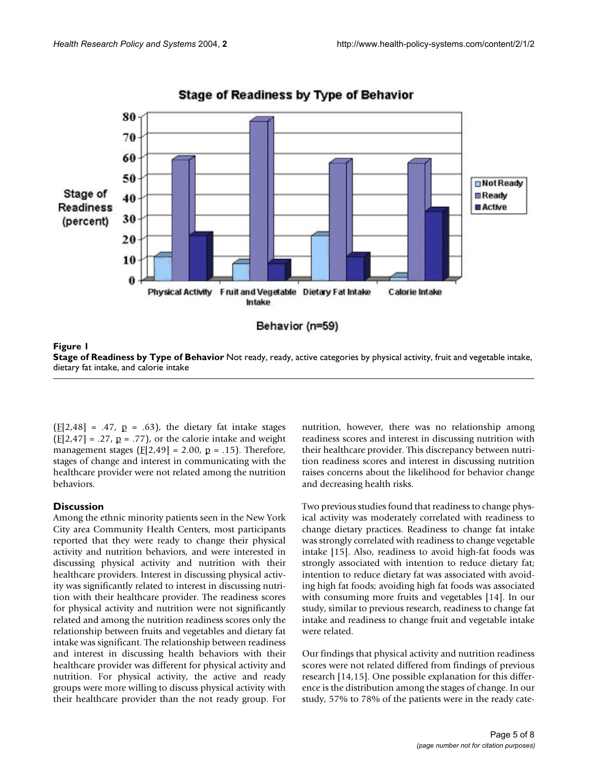**Figure 1**

**Stage of Readiness by Type of Behavior** Not ready, ready, active categories by physical activity, fruit and vegetable intake, dietary fat intake, and calorie intake

($F[2,48] = .47$, $p = .63$), the dietary fat intake stages ($F[2,47] = .27$, $p = .77$), or the calorie intake and weight management stages ($F[2,49] = 2.00$, $p = .15$). Therefore, stages of change and interest in communicating with the healthcare provider were not related among the nutrition behaviors.

## Discussion

Among the ethnic minority patients seen in the New York City area Community Health Centers, most participants reported that they were ready to change their physical activity and nutrition behaviors, and were interested in discussing physical activity and nutrition with their healthcare providers. Interest in discussing physical activity was significantly related to interest in discussing nutrition with their healthcare provider. The readiness scores for physical activity and nutrition were not significantly related and among the nutrition readiness scores only the relationship between fruits and vegetables and dietary fat intake was significant. The relationship between readiness and interest in discussing health behaviors with their healthcare provider was different for physical activity and nutrition. For physical activity, the active and ready groups were more willing to discuss physical activity with their healthcare provider than the not ready group. For nutrition, however, there was no relationship among readiness scores and interest in discussing nutrition with their healthcare provider. This discrepancy between nutrition readiness scores and interest in discussing nutrition raises concerns about the likelihood for behavior change and decreasing health risks.

Two previous studies found that readiness to change physical activity was moderately correlated with readiness to change dietary practices. Readiness to change fat intake was strongly correlated with readiness to change vegetable intake [15]. Also, readiness to avoid high-fat foods was strongly associated with intention to reduce dietary fat; intention to reduce dietary fat was associated with avoiding high fat foods; avoiding high fat foods was associated with consuming more fruits and vegetables [14]. In our study, similar to previous research, readiness to change fat intake and readiness to change fruit and vegetable intake were related.

Our findings that physical activity and nutrition readiness scores were not related differed from findings of previous research [14,15]. One possible explanation for this difference is the distribution among the stages of change. In our study, 57% to 78% of the patients were in the ready cate-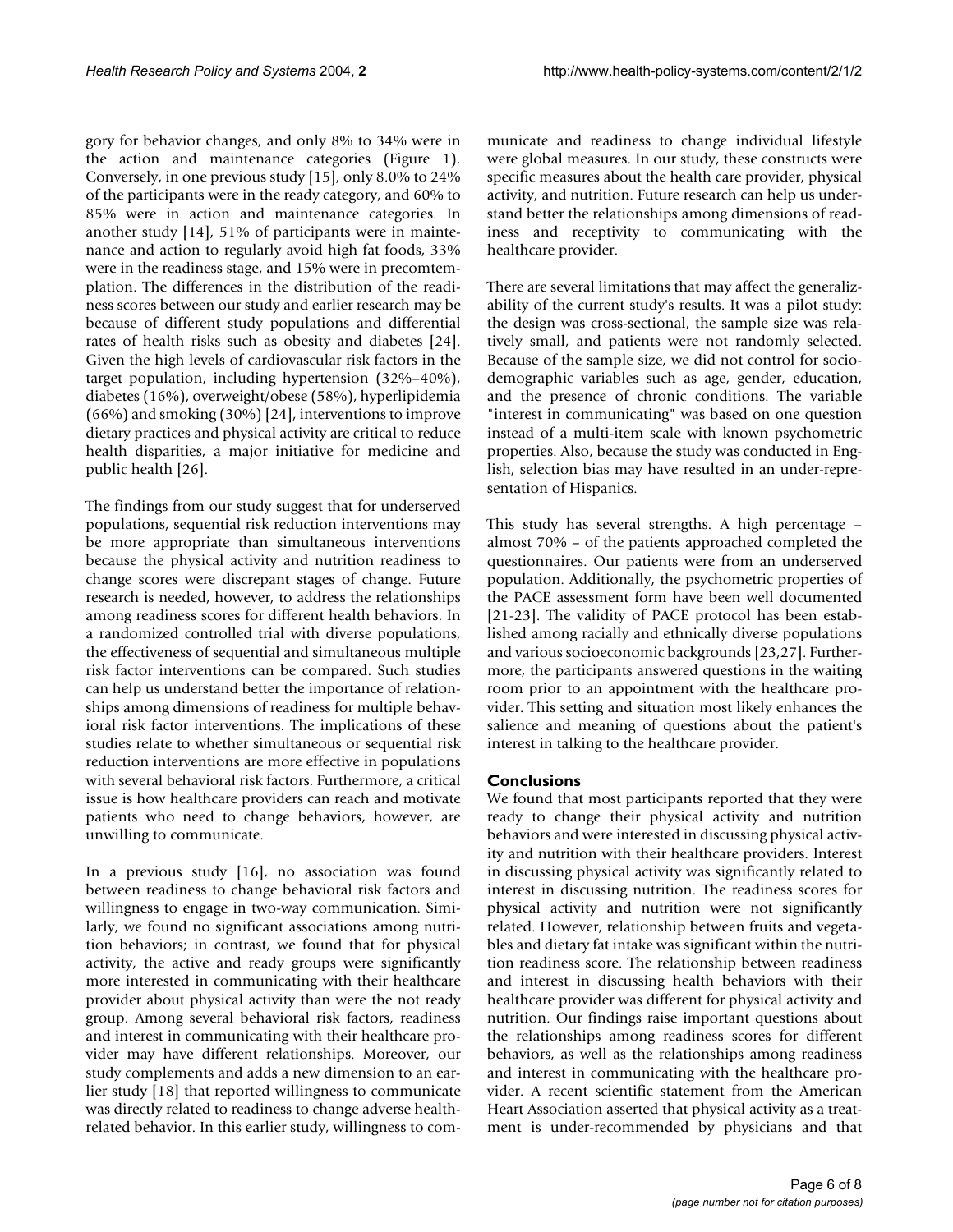gory for behavior changes, and only 8% to 34% were in the action and maintenance categories (Figure 1). Conversely, in one previous study [15], only 8.0% to 24% of the participants were in the ready category, and 60% to 85% were in action and maintenance categories. In another study [14], 51% of participants were in maintenance and action to regularly avoid high fat foods, 33% were in the readiness stage, and 15% were in precomtemplation. The differences in the distribution of the readiness scores between our study and earlier research may be because of different study populations and differential rates of health risks such as obesity and diabetes [24]. Given the high levels of cardiovascular risk factors in the target population, including hypertension (32%–40%), diabetes (16%), overweight/obese (58%), hyperlipidemia (66%) and smoking (30%) [24], interventions to improve dietary practices and physical activity are critical to reduce health disparities, a major initiative for medicine and public health [26].

The findings from our study suggest that for underserved populations, sequential risk reduction interventions may be more appropriate than simultaneous interventions because the physical activity and nutrition readiness to change scores were discrepant stages of change. Future research is needed, however, to address the relationships among readiness scores for different health behaviors. In a randomized controlled trial with diverse populations, the effectiveness of sequential and simultaneous multiple risk factor interventions can be compared. Such studies can help us understand better the importance of relationships among dimensions of readiness for multiple behavioral risk factor interventions. The implications of these studies relate to whether simultaneous or sequential risk reduction interventions are more effective in populations with several behavioral risk factors. Furthermore, a critical issue is how healthcare providers can reach and motivate patients who need to change behaviors, however, are unwilling to communicate.

In a previous study [16], no association was found between readiness to change behavioral risk factors and willingness to engage in two-way communication. Similarly, we found no significant associations among nutrition behaviors; in contrast, we found that for physical activity, the active and ready groups were significantly more interested in communicating with their healthcare provider about physical activity than were the not ready group. Among several behavioral risk factors, readiness and interest in communicating with their healthcare provider may have different relationships. Moreover, our study complements and adds a new dimension to an earlier study [18] that reported willingness to communicate was directly related to readiness to change adverse health-related behavior. In this earlier study, willingness to communicate and readiness to change individual lifestyle were global measures. In our study, these constructs were specific measures about the health care provider, physical activity, and nutrition. Future research can help us understand better the relationships among dimensions of readiness and receptivity to communicating with the healthcare provider.

There are several limitations that may affect the generalizability of the current study's results. It was a pilot study: the design was cross-sectional, the sample size was relatively small, and patients were not randomly selected. Because of the sample size, we did not control for sociodemographic variables such as age, gender, education, and the presence of chronic conditions. The variable "interest in communicating" was based on one question instead of a multi-item scale with known psychometric properties. Also, because the study was conducted in English, selection bias may have resulted in an under-representation of Hispanics.

This study has several strengths. A high percentage – almost 70% – of the patients approached completed the questionnaires. Our patients were from an underserved population. Additionally, the psychometric properties of the PACE assessment form have been well documented [21-23]. The validity of PACE protocol has been established among racially and ethnically diverse populations and various socioeconomic backgrounds [23,27]. Furthermore, the participants answered questions in the waiting room prior to an appointment with the healthcare provider. This setting and situation most likely enhances the salience and meaning of questions about the patient's interest in talking to the healthcare provider.

## Conclusions

We found that most participants reported that they were ready to change their physical activity and nutrition behaviors and were interested in discussing physical activity and nutrition with their healthcare providers. Interest in discussing physical activity was significantly related to interest in discussing nutrition. The readiness scores for physical activity and nutrition were not significantly related. However, relationship between fruits and vegetables and dietary fat intake was significant within the nutrition readiness score. The relationship between readiness and interest in discussing health behaviors with their healthcare provider was different for physical activity and nutrition. Our findings raise important questions about the relationships among readiness scores for different behaviors, as well as the relationships among readiness and interest in communicating with the healthcare provider. A recent scientific statement from the American Heart Association asserted that physical activity as a treatment is under-recommended by physicians and that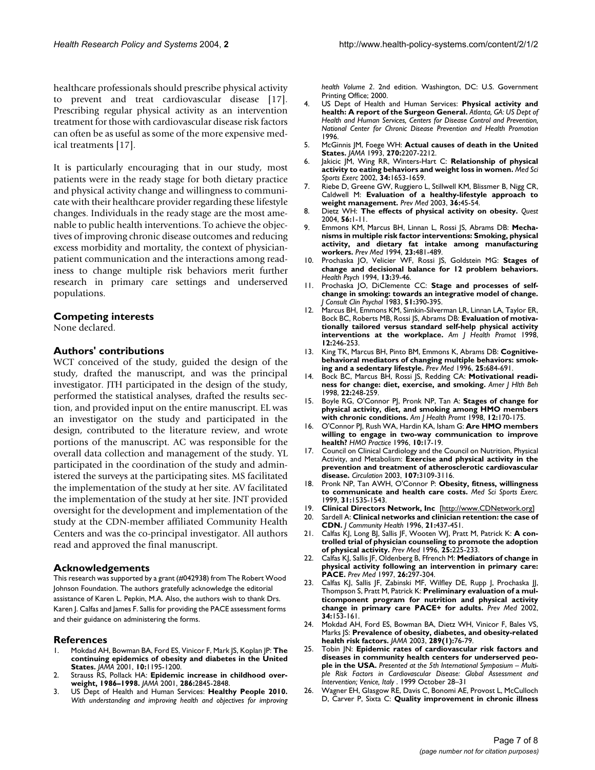healthcare professionals should prescribe physical activity to prevent and treat cardiovascular disease [17]. Prescribing regular physical activity as an intervention treatment for those with cardiovascular disease risk factors can often be as useful as some of the more expensive medical treatments [17].

It is particularly encouraging that in our study, most patients were in the ready stage for both dietary practice and physical activity change and willingness to communicate with their healthcare provider regarding these lifestyle changes. Individuals in the ready stage are the most amenable to public health interventions. To achieve the objectives of improving chronic disease outcomes and reducing excess morbidity and mortality, the context of physician-patient communication and the interactions among readiness to change multiple risk behaviors merit further research in primary care settings and underserved populations.

## Competing interests

None declared.

## Authors' contributions

WCT conceived of the study, guided the design of the study, drafted the manuscript, and was the principal investigator. JTH participated in the design of the study, performed the statistical analyses, drafted the results section, and provided input on the entire manuscript. EL was an investigator on the study and participated in the design, contributed to the literature review, and wrote portions of the manuscript. AC was responsible for the overall data collection and management of the study. YL participated in the coordination of the study and administered the surveys at the participating sites. MS facilitated the implementation of the study at her site. AV facilitated the implementation of the study at her site. JNT provided oversight for the development and implementation of the study at the CDN-member affiliated Community Health Centers and was the co-principal investigator. All authors read and approved the final manuscript.

## Acknowledgements

This research was supported by a grant (#042938) from The Robert Wood Johnson Foundation. The authors gratefully acknowledge the editorial assistance of Karen L. Pepkin, M.A. Also, the authors wish to thank Drs. Karen J. Calfas and James F. Sallis for providing the PACE assessment forms and their guidance on administering the forms.

## References

1. Mokdad AH, Bowman BA, Ford ES, Vinicor F, Mark JS, Koplan JP: **The continuing epidemics of obesity and diabetes in the United States.** *JAMA* 2001, **10:**1195-1200.
2. Strauss RS, Pollack HA: **Epidemic increase in childhood overweight, 1986–1998.** *JAMA* 2001, **286:**2845-2848.
3. US Dept of Health and Human Services: **Healthy People 2010.** *With understanding and improving health and objectives for improving health Volume 2*. 2nd edition. Washington, DC: U.S. Government Printing Office; 2000.
4. US Dept of Health and Human Services: **Physical activity and health: A report of the Surgeon General.** *Atlanta, GA: US Dept of Health and Human Services, Centers for Disease Control and Prevention, National Center for Chronic Disease Prevention and Health Promotion* 1996.
5. McGinnis JM, Foege WH: **Actual causes of death in the United States.** *JAMA* 1993, **270:**2207-2212.
6. Jakicic JM, Wing RR, Winters-Hart C: **Relationship of physical activity to eating behaviors and weight loss in women.** *Med Sci Sports Exerc* 2002, **34:**1653-1659.
7. Riebe D, Greene GW, Ruggiero L, Stillwell KM, Blissmer B, Nigg CR, Caldwell M: **Evaluation of a healthy-lifestyle approach to weight management.** *Prev Med* 2003, **36:**45-54.
8. Dietz WH: **The effects of physical activity on obesity.** *Quest* 2004, **56:**1-11.
9. Emmons KM, Marcus BH, Linnan L, Rossi JS, Abrams DB: **Mechanisms in multiple risk factor interventions: Smoking, physical activity, and dietary fat intake among manufacturing workers.** *Prev Med* 1994, **23:**481-489.
10. Prochaska JO, Velicier WF, Rossi JS, Goldstein MG: **Stages of change and decisional balance for 12 problem behaviors.** *Health Psych* 1994, **13:**39-46.
11. Prochaska JO, DiClemente CC: **Stage and processes of self-change in smoking: towards an integrative model of change.** *J Consult Clin Psychol* 1983, **51:**390-395.
12. Marcus BH, Emmons KM, Simkin-Silverman LR, Linnan LA, Taylor ER, Bock BC, Roberts MB, Rossi JS, Abrams DB: **Evaluation of motivationally tailored versus standard self-help physical activity interventions at the workplace.** *Am J Health Promot* 1998, **12:**246-253.
13. King TK, Marcus BH, Pinto BM, Emmons K, Abrams DB: **Cognitive-behavioral mediators of changing multiple behaviors: smoking and a sedentary lifestyle.** *Prev Med* 1996, **25:**684-691.
14. Bock BC, Marcus BH, Rossi JS, Redding CA: **Motivational readiness for change: diet, exercise, and smoking.** *Amer J Hlth Beh* 1998, **22:**248-259.
15. Boyle RG, O'Connor PJ, Pronk NP, Tan A: **Stages of change for physical activity, diet, and smoking among HMO members with chronic conditions.** *Am J Health Promt* 1998, **12:**170-175.
16. O'Connor PJ, Rush WA, Hardin KA, Isham G: **Are HMO members willing to engage in two-way communication to improve health?** *HMO Practice* 1996, **10:**17-19.
17. Council on Clinical Cardiology and the Council on Nutrition, Physical Activity, and Metabolism: **Exercise and physical activity in the prevention and treatment of atherosclerotic cardiovascular disease.** *Circulation* 2003, **107:**3109-3116.
18. Pronk NP, Tan AWH, O'Connor P: **Obesity, fitness, willingness to communicate and health care costs.** *Med Sci Sports Exerc.* 1999, **31:**1535-1543.
19. **Clinical Directors Network, Inc** [http://www.CDNetwork.org]
20. Sardell A: **Clinical networks and clinician retention: the case of CDN.** *J Community Health* 1996, **21:**437-451.
21. Calfas KJ, Long BJ, Sallis JF, Wooten WJ, Pratt M, Patrick K: **A controlled trial of physician counseling to promote the adoption of physical activity.** *Prev Med* 1996, **25:**225-233.
22. Calfas KJ, Sallis JF, Oldenberg B, Ffrench M: **Mediators of change in physical activity following an intervention in primary care: PACE.** *Prev Med* 1997, **26:**297-304.
23. Calfas KJ, Sallis JF, Zabinski MF, Wilfley DE, Rupp J, Prochaska JJ, Thompson S, Pratt M, Patrick K: **Preliminary evaluation of a multicomponent program for nutrition and physical activity change in primary care PACE+ for adults.** *Prev Med* 2002, **34:**153-161.
24. Mokdad AH, Ford ES, Bowman BA, Dietz WH, Vinicor F, Bales VS, Marks JS: **Prevalence of obesity, diabetes, and obesity-related health risk factors.** *JAMA* 2003, **289(1):**76-79.
25. Tobin JN: **Epidemic rates of cardiovascular risk factors and diseases in community health centers for underserved people in the USA.** *Presented at the 5th International Symposium – Multiple Risk Factors in Cardiovascular Disease: Global Assessment and Intervention; Venice, Italy* . 1999 October 28–31
26. Wagner EH, Glasgow RE, Davis C, Bonomi AE, Provost L, McCulloch D, Carver P, Sixta C: **Quality improvement in chronic illness**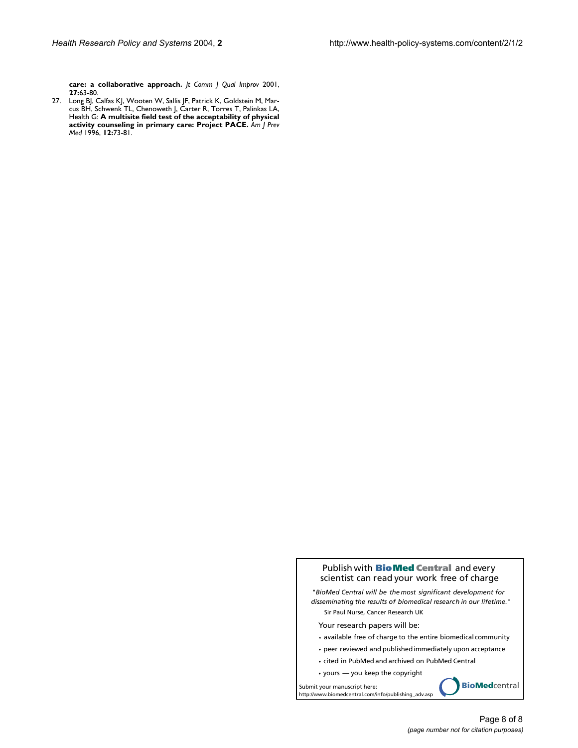**care: a collaborative approach.** *Jt Comm J Qual Improv* 2001, **27:**63-80.

27. Long BJ, Calfas KJ, Wooten W, Sallis JF, Patrick K, Goldstein M, Marcus BH, Schwenk TL, Chenoweth J, Carter R, Torres T, Palinkas LA, Health G: **A multisite field test of the acceptability of physical activity counseling in primary care: Project PACE.** *Am J Prev Med* 1996, **12:**73-81.

Publish with **BioMed Central** and every scientist can read your work free of charge

*"BioMed Central will be the most significant development for disseminating the results of biomedical research in our lifetime."*

Sir Paul Nurse, Cancer Research UK

Your research papers will be:

- available free of charge to the entire biomedical community
- peer reviewed and published immediately upon acceptance
- cited in PubMed and archived on PubMed Central
- yours — you keep the copyright

Submit your manuscript here:
http://www.biomedcentral.com/info/publishing_adv.asp

**BioMed**central